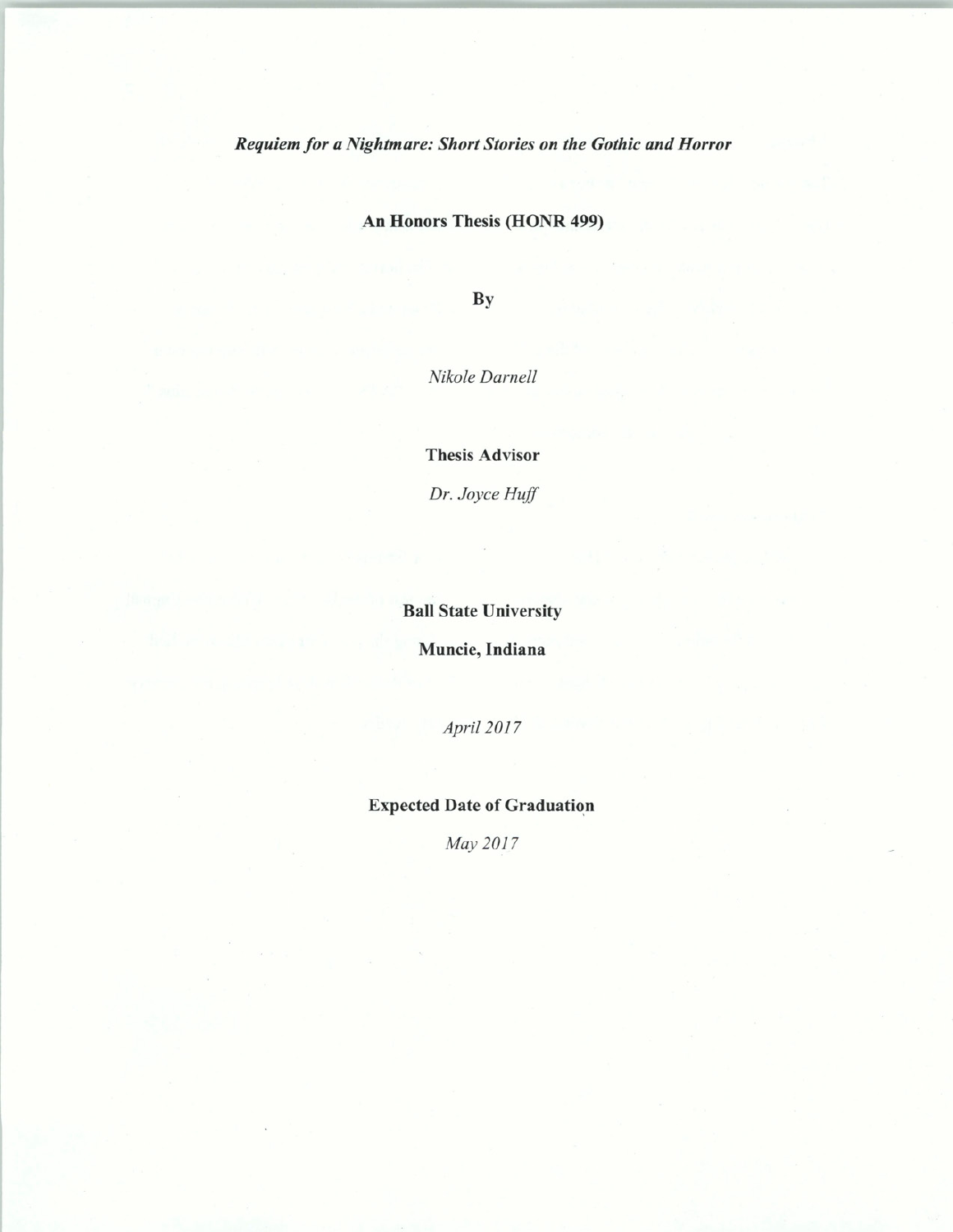# *Requiem for a Nightmare: Short Stories on the Gothic and Horror*

**An Honors Thesis (HONR 499)**

**By**

*Nikole Darnell*

**Thesis Advisor**

*Dr. Joyce Huff*

**Ball State University**

**Muncie, Indiana**

*April 2017*

**Expected Date of Graduation**

*May 2017*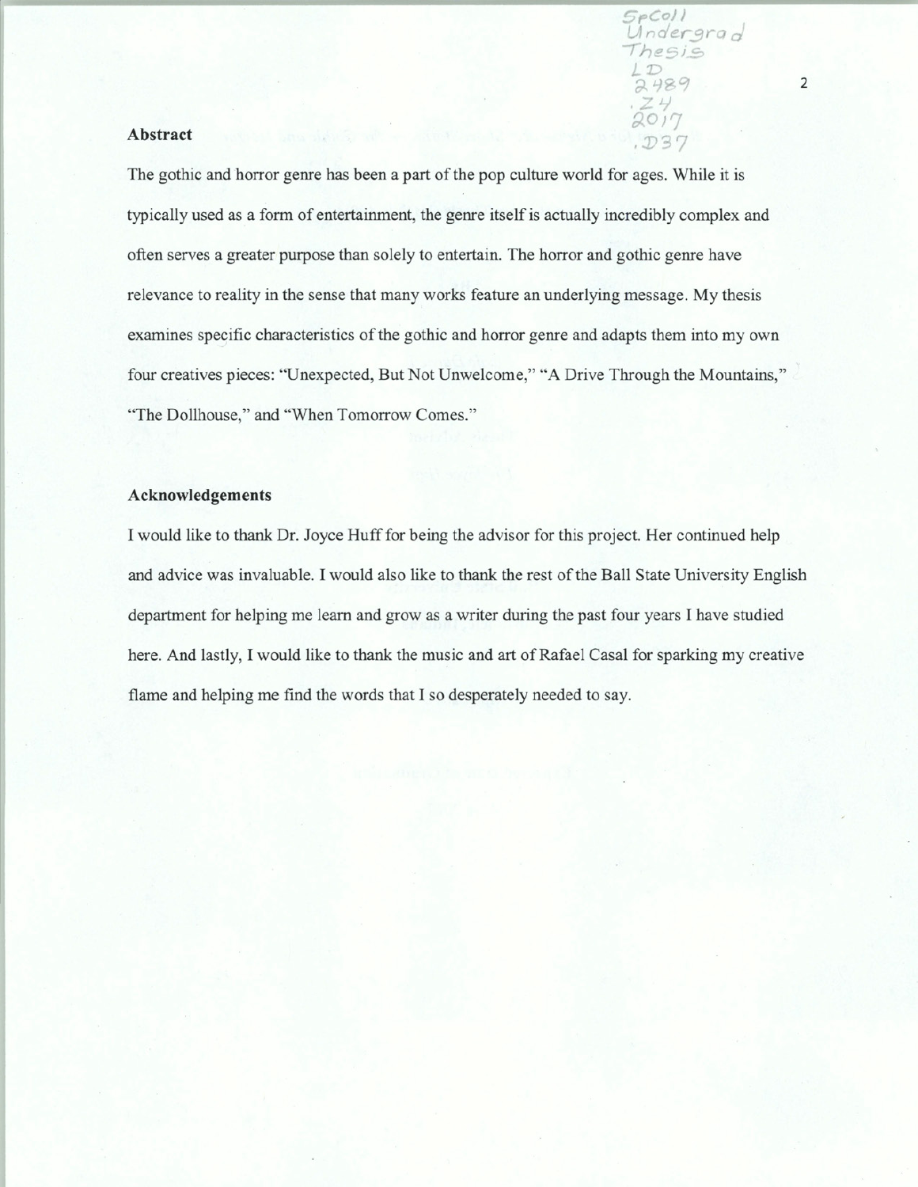SpColl
Undergrad
Thesis
LD
2489
.Z4
2017
.D37

## Abstract

The gothic and horror genre has been a part of the pop culture world for ages. While it is typically used as a form of entertainment, the genre itself is actually incredibly complex and often serves a greater purpose than solely to entertain. The horror and gothic genre have relevance to reality in the sense that many works feature an underlying message. My thesis examines specific characteristics of the gothic and horror genre and adapts them into my own four creatives pieces: "Unexpected, But Not Unwelcome," "A Drive Through the Mountains," "The Dollhouse," and "When Tomorrow Comes."

## Acknowledgements

I would like to thank Dr. Joyce Huff for being the advisor for this project. Her continued help and advice was invaluable. I would also like to thank the rest of the Ball State University English department for helping me learn and grow as a writer during the past four years I have studied here. And lastly, I would like to thank the music and art of Rafael Casal for sparking my creative flame and helping me find the words that I so desperately needed to say.